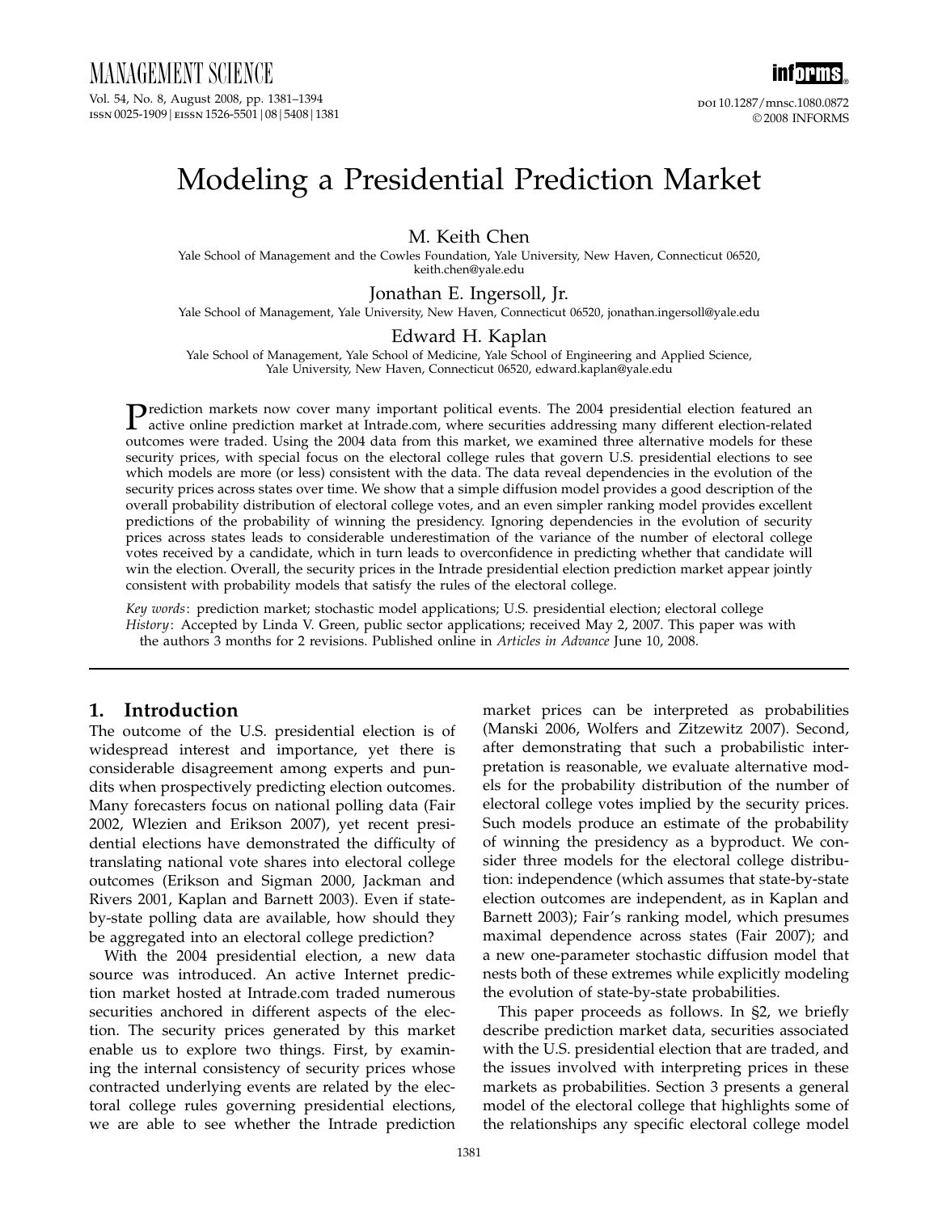# Modeling a Presidential Prediction Market

**M. Keith Chen**

Yale School of Management and the Cowles Foundation, Yale University, New Haven, Connecticut 06520, keith.chen@yale.edu

**Jonathan E. Ingersoll, Jr.**

Yale School of Management, Yale University, New Haven, Connecticut 06520, jonathan.ingersoll@yale.edu

**Edward H. Kaplan**

Yale School of Management, Yale School of Medicine, Yale School of Engineering and Applied Science, Yale University, New Haven, Connecticut 06520, edward.kaplan@yale.edu

Prediction markets now cover many important political events. The 2004 presidential election featured an active online prediction market at Intrade.com, where securities addressing many different election-related outcomes were traded. Using the 2004 data from this market, we examined three alternative models for these security prices, with special focus on the electoral college rules that govern U.S. presidential elections to see which models are more (or less) consistent with the data. The data reveal dependencies in the evolution of the security prices across states over time. We show that a simple diffusion model provides a good description of the overall probability distribution of electoral college votes, and an even simpler ranking model provides excellent predictions of the probability of winning the presidency. Ignoring dependencies in the evolution of security prices across states leads to considerable underestimation of the variance of the number of electoral college votes received by a candidate, which in turn leads to overconfidence in predicting whether that candidate will win the election. Overall, the security prices in the Intrade presidential election prediction market appear jointly consistent with probability models that satisfy the rules of the electoral college.

*Key words*: prediction market; stochastic model applications; U.S. presidential election; electoral college

*History*: Accepted by Linda V. Green, public sector applications; received May 2, 2007. This paper was with the authors 3 months for 2 revisions. Published online in *Articles in Advance* June 10, 2008.

## 1. Introduction

The outcome of the U.S. presidential election is of widespread interest and importance, yet there is considerable disagreement among experts and pundits when prospectively predicting election outcomes. Many forecasters focus on national polling data (Fair 2002, Wlezien and Erikson 2007), yet recent presidential elections have demonstrated the difficulty of translating national vote shares into electoral college outcomes (Erikson and Sigman 2000, Jackman and Rivers 2001, Kaplan and Barnett 2003). Even if state-by-state polling data are available, how should they be aggregated into an electoral college prediction?

With the 2004 presidential election, a new data source was introduced. An active Internet prediction market hosted at Intrade.com traded numerous securities anchored in different aspects of the election. The security prices generated by this market enable us to explore two things. First, by examining the internal consistency of security prices whose contracted underlying events are related by the electoral college rules governing presidential elections, we are able to see whether the Intrade prediction market prices can be interpreted as probabilities (Manski 2006, Wolfers and Zitzewitz 2007). Second, after demonstrating that such a probabilistic interpretation is reasonable, we evaluate alternative models for the probability distribution of the number of electoral college votes implied by the security prices. Such models produce an estimate of the probability of winning the presidency as a byproduct. We consider three models for the electoral college distribution: independence (which assumes that state-by-state election outcomes are independent, as in Kaplan and Barnett 2003); Fair's ranking model, which presumes maximal dependence across states (Fair 2007); and a new one-parameter stochastic diffusion model that nests both of these extremes while explicitly modeling the evolution of state-by-state probabilities.

This paper proceeds as follows. In §2, we briefly describe prediction market data, securities associated with the U.S. presidential election that are traded, and the issues involved with interpreting prices in these markets as probabilities. Section 3 presents a general model of the electoral college that highlights some of the relationships any specific electoral college model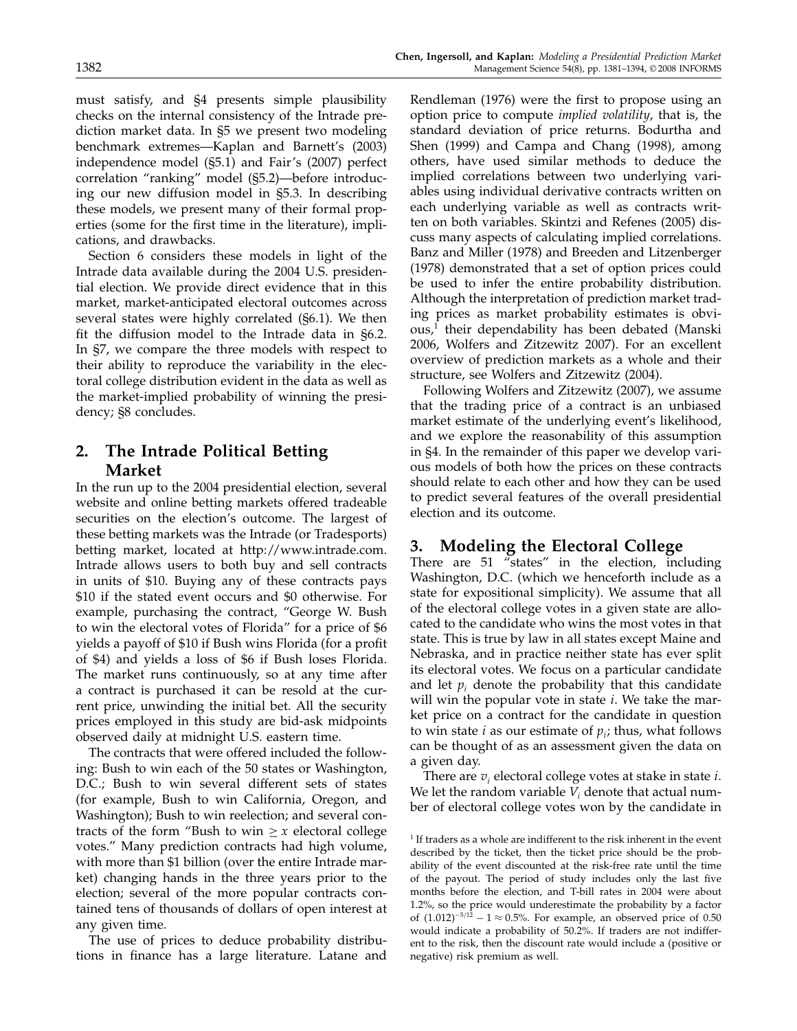must satisfy, and §4 presents simple plausibility checks on the internal consistency of the Intrade prediction market data. In §5 we present two modeling benchmark extremes—Kaplan and Barnett's (2003) independence model (§5.1) and Fair's (2007) perfect correlation "ranking" model (§5.2)—before introducing our new diffusion model in §5.3. In describing these models, we present many of their formal properties (some for the first time in the literature), implications, and drawbacks.

Section 6 considers these models in light of the Intrade data available during the 2004 U.S. presidential election. We provide direct evidence that in this market, market-anticipated electoral outcomes across several states were highly correlated (§6.1). We then fit the diffusion model to the Intrade data in §6.2. In §7, we compare the three models with respect to their ability to reproduce the variability in the electoral college distribution evident in the data as well as the market-implied probability of winning the presidency; §8 concludes.

## 2. The Intrade Political Betting Market

In the run up to the 2004 presidential election, several website and online betting markets offered tradeable securities on the election's outcome. The largest of these betting markets was the Intrade (or Tradesports) betting market, located at http://www.intrade.com. Intrade allows users to both buy and sell contracts in units of \$10. Buying any of these contracts pays \$10 if the stated event occurs and \$0 otherwise. For example, purchasing the contract, "George W. Bush to win the electoral votes of Florida" for a price of \$6 yields a payoff of \$10 if Bush wins Florida (for a profit of \$4) and yields a loss of \$6 if Bush loses Florida. The market runs continuously, so at any time after a contract is purchased it can be resold at the current price, unwinding the initial bet. All the security prices employed in this study are bid-ask midpoints observed daily at midnight U.S. eastern time.

The contracts that were offered included the following: Bush to win each of the 50 states or Washington, D.C.; Bush to win several different sets of states (for example, Bush to win California, Oregon, and Washington); Bush to win reelection; and several contracts of the form "Bush to win $\geq x$ electoral college votes." Many prediction contracts had high volume, with more than \$1 billion (over the entire Intrade market) changing hands in the three years prior to the election; several of the more popular contracts contained tens of thousands of dollars of open interest at any given time.

The use of prices to deduce probability distributions in finance has a large literature. Latane and Rendleman (1976) were the first to propose using an option price to compute *implied volatility*, that is, the standard deviation of price returns. Bodurtha and Shen (1999) and Campa and Chang (1998), among others, have used similar methods to deduce the implied correlations between two underlying variables using individual derivative contracts written on each underlying variable as well as contracts written on both variables. Skintzi and Refenes (2005) discuss many aspects of calculating implied correlations. Banz and Miller (1978) and Breeden and Litzenberger (1978) demonstrated that a set of option prices could be used to infer the entire probability distribution. Although the interpretation of prediction market trading prices as market probability estimates is obvious,[1] their dependability has been debated (Manski 2006, Wolfers and Zitzewitz 2007). For an excellent overview of prediction markets as a whole and their structure, see Wolfers and Zitzewitz (2004).

Following Wolfers and Zitzewitz (2007), we assume that the trading price of a contract is an unbiased market estimate of the underlying event's likelihood, and we explore the reasonability of this assumption in §4. In the remainder of this paper we develop various models of both how the prices on these contracts should relate to each other and how they can be used to predict several features of the overall presidential election and its outcome.

## 3. Modeling the Electoral College

There are 51 "states" in the election, including Washington, D.C. (which we henceforth include as a state for expositional simplicity). We assume that all of the electoral college votes in a given state are allocated to the candidate who wins the most votes in that state. This is true by law in all states except Maine and Nebraska, and in practice neither state has ever split its electoral votes. We focus on a particular candidate and let $p_i$ denote the probability that this candidate will win the popular vote in state $i$. We take the market price on a contract for the candidate in question to win state $i$ as our estimate of $p_i$; thus, what follows can be thought of as an assessment given the data on a given day.

There are $v_i$ electoral college votes at stake in state $i$. We let the random variable $V_i$ denote that actual number of electoral college votes won by the candidate in

[1] If traders as a whole are indifferent to the risk inherent in the event described by the ticket, then the ticket price should be the probability of the event discounted at the risk-free rate until the time of the payout. The period of study includes only the last five months before the election, and T-bill rates in 2004 were about 1.2%, so the price would underestimate the probability by a factor of $(1.012)^{-5/12} - 1 \approx 0.5\%$. For example, an observed price of 0.50 would indicate a probability of 50.2%. If traders are not indifferent to the risk, then the discount rate would include a (positive or negative) risk premium as well.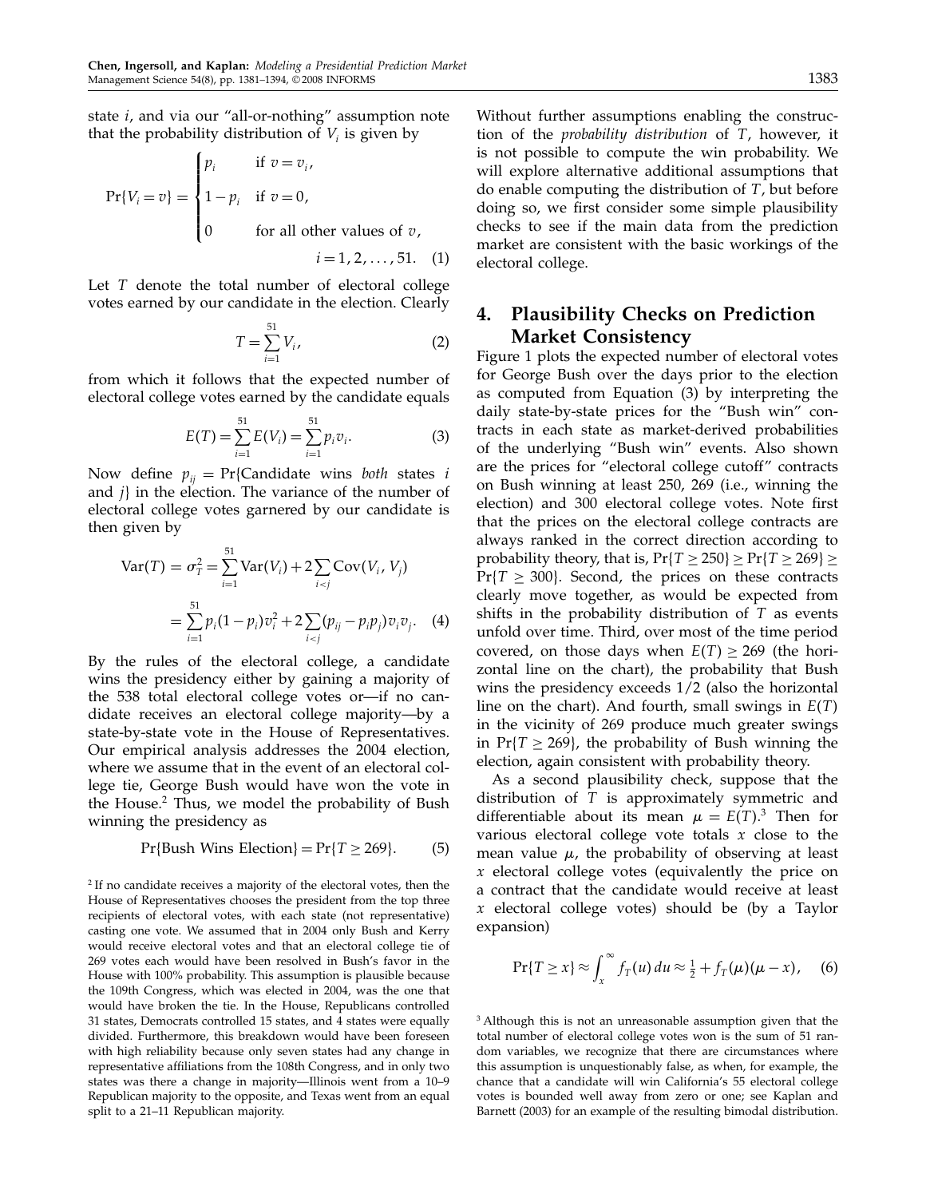state $i$, and via our "all-or-nothing" assumption note that the probability distribution of $V_i$ is given by

$$\Pr\{V_i = v\} = \begin{cases} p_i & \text{if } v = v_i, \\ 1 - p_i & \text{if } v = 0, \\ 0 & \text{for all other values of } v, \end{cases} \quad i = 1, 2, \ldots, 51. \quad (1)$$

Let $T$ denote the total number of electoral college votes earned by our candidate in the election. Clearly

$$T = \sum_{i=1}^{51} V_i, \quad (2)$$

from which it follows that the expected number of electoral college votes earned by the candidate equals

$$E(T) = \sum_{i=1}^{51} E(V_i) = \sum_{i=1}^{51} p_i v_i. \quad (3)$$

Now define $p_{ij} = \Pr\{\text{Candidate wins } both \text{ states } i \text{ and } j\}$ in the election. The variance of the number of electoral college votes garnered by our candidate is then given by

$$\begin{aligned} \operatorname{Var}(T) = \sigma_T^2 &= \sum_{i=1}^{51} \operatorname{Var}(V_i) + 2\sum_{i<j} \operatorname{Cov}(V_i, V_j) \\ &= \sum_{i=1}^{51} p_i(1-p_i)v_i^2 + 2\sum_{i<j}(p_{ij} - p_i p_j)v_i v_j. \quad (4) \end{aligned}$$

By the rules of the electoral college, a candidate wins the presidency either by gaining a majority of the 538 total electoral college votes or—if no candidate receives an electoral college majority—by a state-by-state vote in the House of Representatives. Our empirical analysis addresses the 2004 election, where we assume that in the event of an electoral college tie, George Bush would have won the vote in the House.[2] Thus, we model the probability of Bush winning the presidency as

$$\Pr\{\text{Bush Wins Election}\} = \Pr\{T \geq 269\}. \quad (5)$$

Without further assumptions enabling the construction of the *probability distribution* of $T$, however, it is not possible to compute the win probability. We will explore alternative additional assumptions that do enable computing the distribution of $T$, but before doing so, we first consider some simple plausibility checks to see if the main data from the prediction market are consistent with the basic workings of the electoral college.

## 4. Plausibility Checks on Prediction Market Consistency

Figure 1 plots the expected number of electoral votes for George Bush over the days prior to the election as computed from Equation (3) by interpreting the daily state-by-state prices for the "Bush win" contracts in each state as market-derived probabilities of the underlying "Bush win" events. Also shown are the prices for "electoral college cutoff" contracts on Bush winning at least 250, 269 (i.e., winning the election) and 300 electoral college votes. Note first that the prices on the electoral college contracts are always ranked in the correct direction according to probability theory, that is, $\Pr\{T \geq 250\} \geq \Pr\{T \geq 269\} \geq \Pr\{T \geq 300\}$. Second, the prices on these contracts clearly move together, as would be expected from shifts in the probability distribution of $T$ as events unfold over time. Third, over most of the time period covered, on those days when $E(T) \geq 269$ (the horizontal line on the chart), the probability that Bush wins the presidency exceeds 1/2 (also the horizontal line on the chart). And fourth, small swings in $E(T)$ in the vicinity of 269 produce much greater swings in $\Pr\{T \geq 269\}$, the probability of Bush winning the election, again consistent with probability theory.

As a second plausibility check, suppose that the distribution of $T$ is approximately symmetric and differentiable about its mean $\mu = E(T)$.[3] Then for various electoral college vote totals $x$ close to the mean value $\mu$, the probability of observing at least $x$ electoral college votes (equivalently the price on a contract that the candidate would receive at least $x$ electoral college votes) should be (by a Taylor expansion)

$$\Pr\{T \geq x\} \approx \int_x^\infty f_T(u)\,du \approx \tfrac{1}{2} + f_T(\mu)(\mu - x), \quad (6)$$

[2] If no candidate receives a majority of the electoral votes, then the House of Representatives chooses the president from the top three recipients of electoral votes, with each state (not representative) casting one vote. We assumed that in 2004 only Bush and Kerry would receive electoral votes and that an electoral college tie of 269 votes each would have been resolved in Bush's favor in the House with 100% probability. This assumption is plausible because the 109th Congress, which was elected in 2004, was the one that would have broken the tie. In the House, Republicans controlled 31 states, Democrats controlled 15 states, and 4 states were equally divided. Furthermore, this breakdown would have been foreseen with high reliability because only seven states had any change in representative affiliations from the 108th Congress, and in only two states was there a change in majority—Illinois went from a 10–9 Republican majority to the opposite, and Texas went from an equal split to a 21–11 Republican majority.

[3] Although this is not an unreasonable assumption given that the total number of electoral college votes won is the sum of 51 random variables, we recognize that there are circumstances where this assumption is unquestionably false, as when, for example, the chance that a candidate will win California's 55 electoral college votes is bounded well away from zero or one; see Kaplan and Barnett (2003) for an example of the resulting bimodal distribution.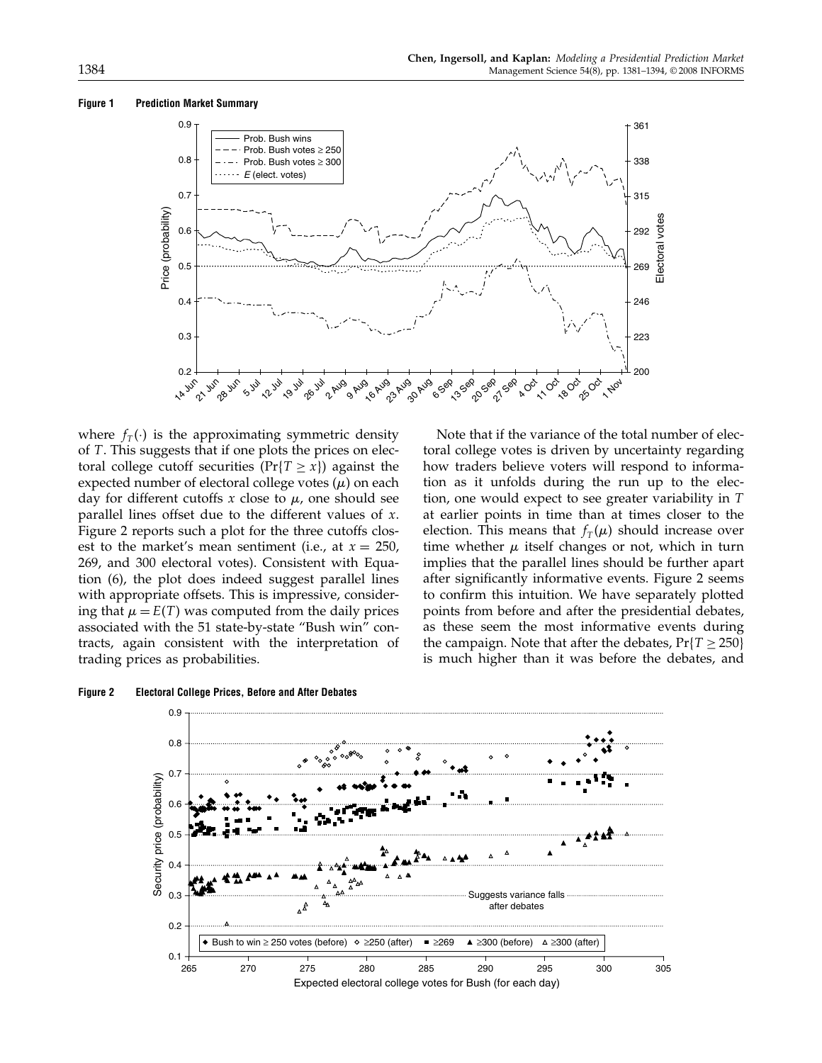**Figure 1 Prediction Market Summary**

where $f_T(\cdot)$ is the approximating symmetric density of $T$. This suggests that if one plots the prices on electoral college cutoff securities ($\Pr\{T \geq x\}$) against the expected number of electoral college votes ($\mu$) on each day for different cutoffs $x$ close to $\mu$, one should see parallel lines offset due to the different values of $x$. Figure 2 reports such a plot for the three cutoffs closest to the market's mean sentiment (i.e., at $x = 250$, 269, and 300 electoral votes). Consistent with Equation (6), the plot does indeed suggest parallel lines with appropriate offsets. This is impressive, considering that $\mu = E(T)$ was computed from the daily prices associated with the 51 state-by-state "Bush win" contracts, again consistent with the interpretation of trading prices as probabilities.

Note that if the variance of the total number of electoral college votes is driven by uncertainty regarding how traders believe voters will respond to information as it unfolds during the run up to the election, one would expect to see greater variability in $T$ at earlier points in time than at times closer to the election. This means that $f_T(\mu)$ should increase over time whether $\mu$ itself changes or not, which in turn implies that the parallel lines should be further apart after significantly informative events. Figure 2 seems to confirm this intuition. We have separately plotted points from before and after the presidential debates, as these seem the most informative events during the campaign. Note that after the debates, $\Pr\{T \geq 250\}$ is much higher than it was before the debates, and

**Figure 2 Electoral College Prices, Before and After Debates**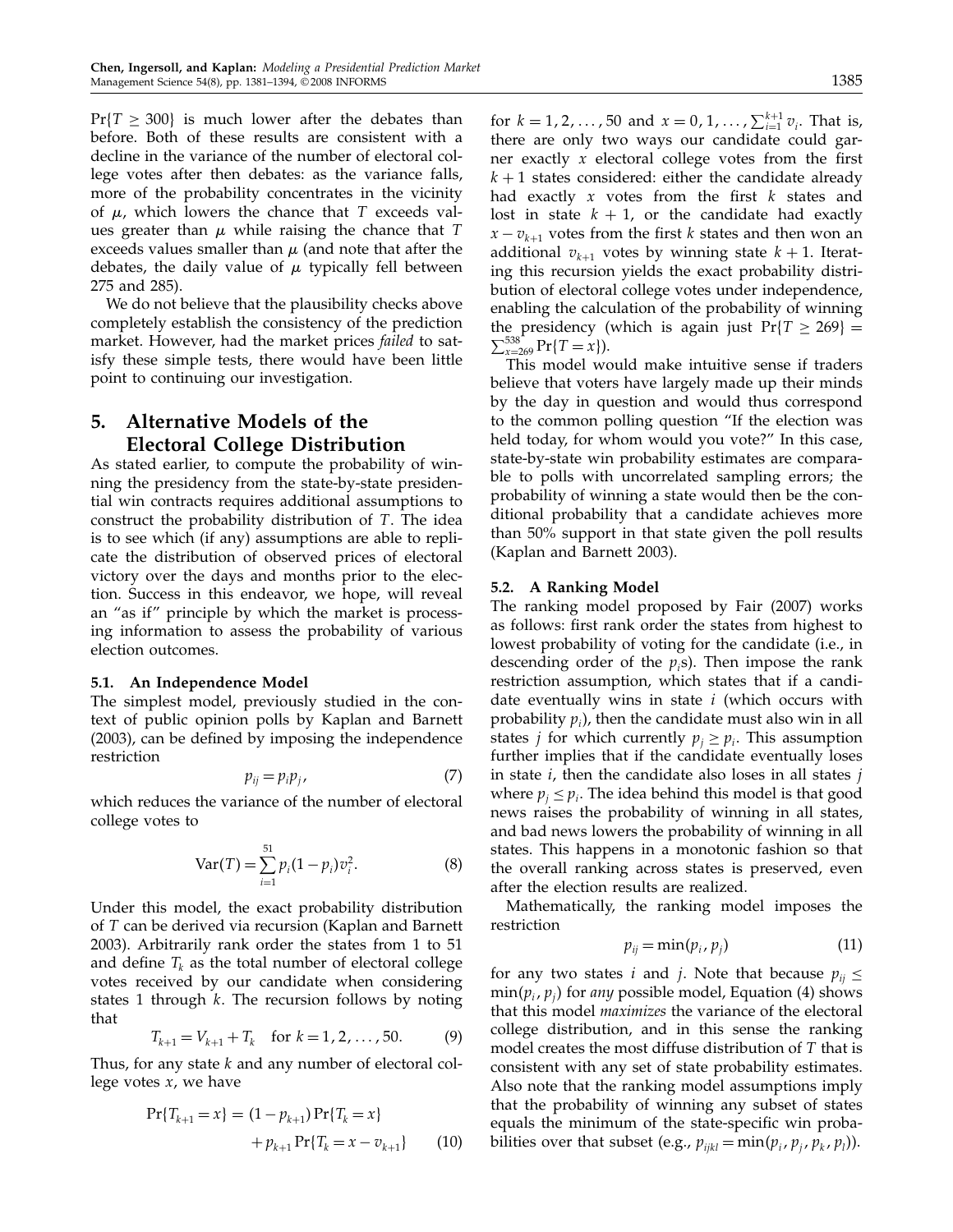$\Pr\{T \geq 300\}$ is much lower after the debates than before. Both of these results are consistent with a decline in the variance of the number of electoral college votes after then debates: as the variance falls, more of the probability concentrates in the vicinity of $\mu$, which lowers the chance that $T$ exceeds values greater than $\mu$ while raising the chance that $T$ exceeds values smaller than $\mu$ (and note that after the debates, the daily value of $\mu$ typically fell between 275 and 285).

We do not believe that the plausibility checks above completely establish the consistency of the prediction market. However, had the market prices *failed* to satisfy these simple tests, there would have been little point to continuing our investigation.

## 5. Alternative Models of the Electoral College Distribution

As stated earlier, to compute the probability of winning the presidency from the state-by-state presidential win contracts requires additional assumptions to construct the probability distribution of $T$. The idea is to see which (if any) assumptions are able to replicate the distribution of observed prices of electoral victory over the days and months prior to the election. Success in this endeavor, we hope, will reveal an "as if" principle by which the market is processing information to assess the probability of various election outcomes.

### 5.1. An Independence Model

The simplest model, previously studied in the context of public opinion polls by Kaplan and Barnett (2003), can be defined by imposing the independence restriction

$$p_{ij} = p_i p_j, \tag{7}$$

which reduces the variance of the number of electoral college votes to

$$\text{Var}(T) = \sum_{i=1}^{51} p_i(1-p_i)v_i^2. \tag{8}$$

Under this model, the exact probability distribution of $T$ can be derived via recursion (Kaplan and Barnett 2003). Arbitrarily rank order the states from 1 to 51 and define $T_k$ as the total number of electoral college votes received by our candidate when considering states 1 through $k$. The recursion follows by noting that

$$T_{k+1} = V_{k+1} + T_k \quad \text{for } k = 1, 2, \ldots, 50. \tag{9}$$

Thus, for any state $k$ and any number of electoral college votes $x$, we have

$$\Pr\{T_{k+1} = x\} = (1-p_{k+1})\Pr\{T_k = x\} + p_{k+1}\Pr\{T_k = x - v_{k+1}\} \tag{10}$$

for $k = 1, 2, \ldots, 50$ and $x = 0, 1, \ldots, \sum_{i=1}^{k+1} v_i$. That is, there are only two ways our candidate could garner exactly $x$ electoral college votes from the first $k+1$ states considered: either the candidate already had exactly $x$ votes from the first $k$ states and lost in state $k+1$, or the candidate had exactly $x - v_{k+1}$ votes from the first $k$ states and then won an additional $v_{k+1}$ votes by winning state $k+1$. Iterating this recursion yields the exact probability distribution of electoral college votes under independence, enabling the calculation of the probability of winning the presidency (which is again just $\Pr\{T \geq 269\} = \sum_{x=269}^{538} \Pr\{T = x\}$).

This model would make intuitive sense if traders believe that voters have largely made up their minds by the day in question and would thus correspond to the common polling question "If the election was held today, for whom would you vote?" In this case, state-by-state win probability estimates are comparable to polls with uncorrelated sampling errors; the probability of winning a state would then be the conditional probability that a candidate achieves more than 50% support in that state given the poll results (Kaplan and Barnett 2003).

### 5.2. A Ranking Model

The ranking model proposed by Fair (2007) works as follows: first rank order the states from highest to lowest probability of voting for the candidate (i.e., in descending order of the $p_i$s). Then impose the rank restriction assumption, which states that if a candidate eventually wins in state $i$ (which occurs with probability $p_i$), then the candidate must also win in all states $j$ for which currently $p_j \geq p_i$. This assumption further implies that if the candidate eventually loses in state $i$, then the candidate also loses in all states $j$ where $p_j \leq p_i$. The idea behind this model is that good news raises the probability of winning in all states, and bad news lowers the probability of winning in all states. This happens in a monotonic fashion so that the overall ranking across states is preserved, even after the election results are realized.

Mathematically, the ranking model imposes the restriction

$$p_{ij} = \min(p_i, p_j) \tag{11}$$

for any two states $i$ and $j$. Note that because $p_{ij} \leq \min(p_i, p_j)$ for *any* possible model, Equation (4) shows that this model *maximizes* the variance of the electoral college distribution, and in this sense the ranking model creates the most diffuse distribution of $T$ that is consistent with any set of state probability estimates. Also note that the ranking model assumptions imply that the probability of winning any subset of states equals the minimum of the state-specific win probabilities over that subset (e.g., $p_{ijkl} = \min(p_i, p_j, p_k, p_l)$).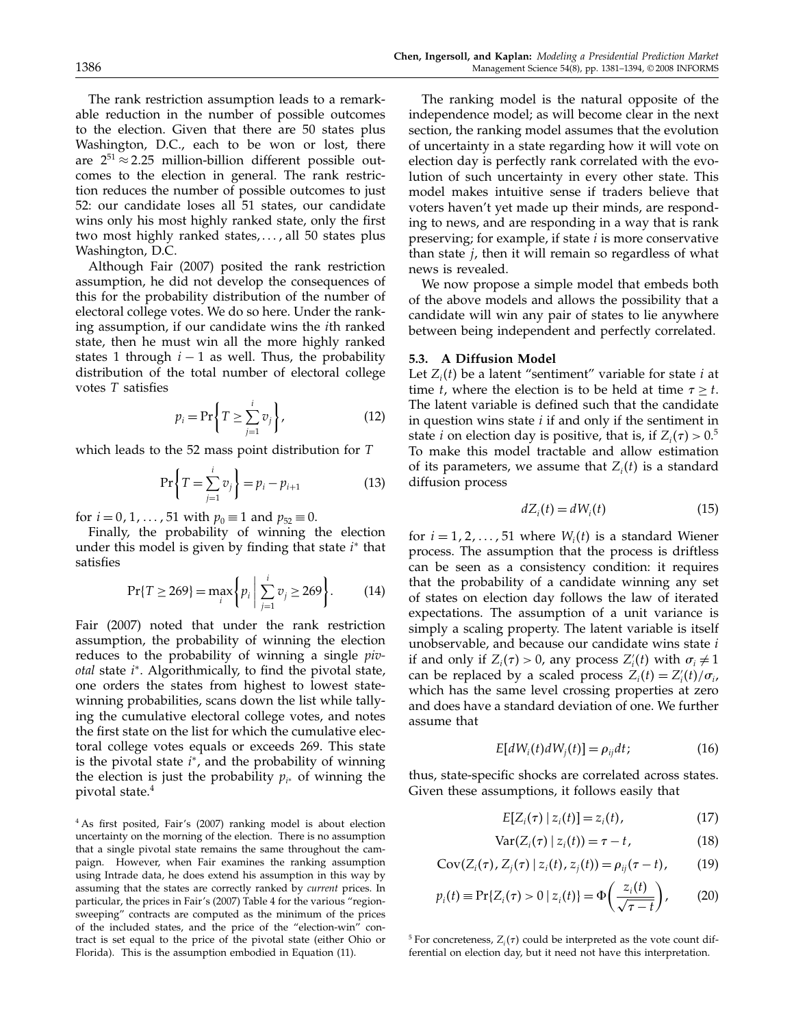The rank restriction assumption leads to a remarkable reduction in the number of possible outcomes to the election. Given that there are 50 states plus Washington, D.C., each to be won or lost, there are $2^{51} \approx 2.25$ million-billion different possible outcomes to the election in general. The rank restriction reduces the number of possible outcomes to just 52: our candidate loses all 51 states, our candidate wins only his most highly ranked state, only the first two most highly ranked states, ..., all 50 states plus Washington, D.C.

Although Fair (2007) posited the rank restriction assumption, he did not develop the consequences of this for the probability distribution of the number of electoral college votes. We do so here. Under the ranking assumption, if our candidate wins the $i$th ranked state, then he must win all the more highly ranked states 1 through $i-1$ as well. Thus, the probability distribution of the total number of electoral college votes $T$ satisfies

$$p_i = \Pr\left\{T \geq \sum_{j=1}^{i} v_j\right\}, \tag{12}$$

which leads to the 52 mass point distribution for $T$

$$\Pr\left\{T = \sum_{j=1}^{i} v_j\right\} = p_i - p_{i+1} \tag{13}$$

for $i = 0, 1, \ldots, 51$ with $p_0 \equiv 1$ and $p_{52} \equiv 0$.

Finally, the probability of winning the election under this model is given by finding that state $i^*$ that satisfies

$$\Pr\{T \geq 269\} = \max_i \left\{ p_i \,\middle|\, \sum_{j=1}^{i} v_j \geq 269 \right\}. \tag{14}$$

Fair (2007) noted that under the rank restriction assumption, the probability of winning the election reduces to the probability of winning a single *pivotal* state $i^*$. Algorithmically, to find the pivotal state, one orders the states from highest to lowest state-winning probabilities, scans down the list while tallying the cumulative electoral college votes, and notes the first state on the list for which the cumulative electoral college votes equals or exceeds 269. This state is the pivotal state $i^*$, and the probability of winning the election is just the probability $p_{i^*}$ of winning the pivotal state.[4]

The ranking model is the natural opposite of the independence model; as will become clear in the next section, the ranking model assumes that the evolution of uncertainty in a state regarding how it will vote on election day is perfectly rank correlated with the evolution of such uncertainty in every other state. This model makes intuitive sense if traders believe that voters haven't yet made up their minds, are responding to news, and are responding in a way that is rank preserving; for example, if state $i$ is more conservative than state $j$, then it will remain so regardless of what news is revealed.

We now propose a simple model that embeds both of the above models and allows the possibility that a candidate will win any pair of states to lie anywhere between being independent and perfectly correlated.

### 5.3. A Diffusion Model

Let $Z_i(t)$ be a latent "sentiment" variable for state $i$ at time $t$, where the election is to be held at time $\tau \geq t$. The latent variable is defined such that the candidate in question wins state $i$ if and only if the sentiment in state $i$ on election day is positive, that is, if $Z_i(\tau) > 0$.[5] To make this model tractable and allow estimation of its parameters, we assume that $Z_i(t)$ is a standard diffusion process

$$dZ_i(t) = dW_i(t) \tag{15}$$

for $i = 1, 2, \ldots, 51$ where $W_i(t)$ is a standard Wiener process. The assumption that the process is driftless can be seen as a consistency condition: it requires that the probability of a candidate winning any set of states on election day follows the law of iterated expectations. The assumption of a unit variance is simply a scaling property. The latent variable is itself unobservable, and because our candidate wins state $i$ if and only if $Z_i(\tau) > 0$, any process $Z_i'(t)$ with $\sigma_i \neq 1$ can be replaced by a scaled process $Z_i(t) = Z_i'(t)/\sigma_i$, which has the same level crossing properties at zero and does have a standard deviation of one. We further assume that

$$E[dW_i(t)dW_j(t)] = \rho_{ij}dt; \tag{16}$$

thus, state-specific shocks are correlated across states. Given these assumptions, it follows easily that

$$E[Z_i(\tau) \mid z_i(t)] = z_i(t), \tag{17}$$

$$\operatorname{Var}(Z_i(\tau) \mid z_i(t)) = \tau - t, \tag{18}$$

$$\operatorname{Cov}(Z_i(\tau), Z_j(\tau) \mid z_i(t), z_j(t)) = \rho_{ij}(\tau - t), \tag{19}$$

$$p_i(t) \equiv \Pr\{Z_i(\tau) > 0 \mid z_i(t)\} = \Phi\left(\frac{z_i(t)}{\sqrt{\tau - t}}\right), \tag{20}$$

[4] As first posited, Fair's (2007) ranking model is about election uncertainty on the morning of the election. There is no assumption that a single pivotal state remains the same throughout the campaign. However, when Fair examines the ranking assumption using Intrade data, he does extend his assumption in this way by assuming that the states are correctly ranked by *current* prices. In particular, the prices in Fair's (2007) Table 4 for the various "region-sweeping" contracts are computed as the minimum of the prices of the included states, and the price of the "election-win" contract is set equal to the price of the pivotal state (either Ohio or Florida). This is the assumption embodied in Equation (11).

[5] For concreteness, $Z_i(\tau)$ could be interpreted as the vote count differential on election day, but it need not have this interpretation.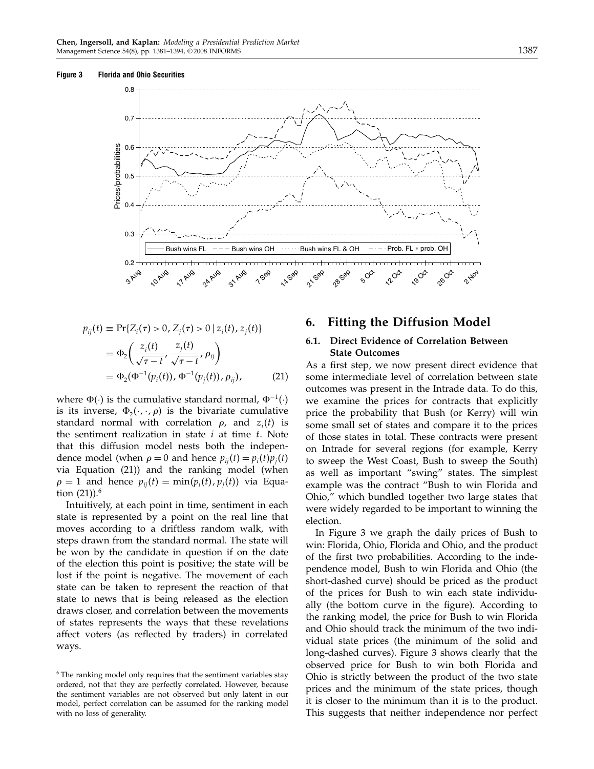**Figure 3 Florida and Ohio Securities**

0.8
0.7
0.6
0.5
0.4
0.3
0.2
Prices/probabilities
3 Aug
10 Aug
17 Aug
24 Aug
31 Aug
7 Sep
14 Sep
21 Sep
28 Sep
5 Oct
12 Oct
19 Oct
26 Oct
2 Nov
Bush wins FL
Bush wins OH
Bush wins FL & OH
Prob. FL * prob. OH

$$
\begin{aligned}
p_{ij}(t) &\equiv \Pr\{Z_i(\tau) > 0, Z_j(\tau) > 0 \mid z_i(t), z_j(t)\} \\
&= \Phi_2\left(\frac{z_i(t)}{\sqrt{\tau - t}}, \frac{z_j(t)}{\sqrt{\tau - t}}, \rho_{ij}\right) \\
&= \Phi_2(\Phi^{-1}(p_i(t)), \Phi^{-1}(p_j(t)), \rho_{ij}), \qquad (21)
\end{aligned}
$$

where $\Phi(\cdot)$ is the cumulative standard normal, $\Phi^{-1}(\cdot)$ is its inverse, $\Phi_2(\cdot, \cdot, \rho)$ is the bivariate cumulative standard normal with correlation $\rho$, and $z_i(t)$ is the sentiment realization in state $i$ at time $t$. Note that this diffusion model nests both the independence model (when $\rho = 0$ and hence $p_{ij}(t) = p_i(t)p_j(t)$ via Equation (21)) and the ranking model (when $\rho = 1$ and hence $p_{ij}(t) = \min(p_i(t), p_j(t))$ via Equation (21)).[6]

Intuitively, at each point in time, sentiment in each state is represented by a point on the real line that moves according to a driftless random walk, with steps drawn from the standard normal. The state will be won by the candidate in question if on the date of the election this point is positive; the state will be lost if the point is negative. The movement of each state can be taken to represent the reaction of that state to news that is being released as the election draws closer, and correlation between the movements of states represents the ways that these revelations affect voters (as reflected by traders) in correlated ways.

[6] The ranking model only requires that the sentiment variables stay ordered, not that they are perfectly correlated. However, because the sentiment variables are not observed but only latent in our model, perfect correlation can be assumed for the ranking model with no loss of generality.

## 6. Fitting the Diffusion Model

### 6.1. Direct Evidence of Correlation Between State Outcomes

As a first step, we now present direct evidence that some intermediate level of correlation between state outcomes was present in the Intrade data. To do this, we examine the prices for contracts that explicitly price the probability that Bush (or Kerry) will win some small set of states and compare it to the prices of those states in total. These contracts were present on Intrade for several regions (for example, Kerry to sweep the West Coast, Bush to sweep the South) as well as important "swing" states. The simplest example was the contract "Bush to win Florida and Ohio," which bundled together two large states that were widely regarded to be important to winning the election.

In Figure 3 we graph the daily prices of Bush to win: Florida, Ohio, Florida and Ohio, and the product of the first two probabilities. According to the independence model, Bush to win Florida and Ohio (the short-dashed curve) should be priced as the product of the prices for Bush to win each state individually (the bottom curve in the figure). According to the ranking model, the price for Bush to win Florida and Ohio should track the minimum of the two individual state prices (the minimum of the solid and long-dashed curves). Figure 3 shows clearly that the observed price for Bush to win both Florida and Ohio is strictly between the product of the two state prices and the minimum of the state prices, though it is closer to the minimum than it is to the product. This suggests that neither independence nor perfect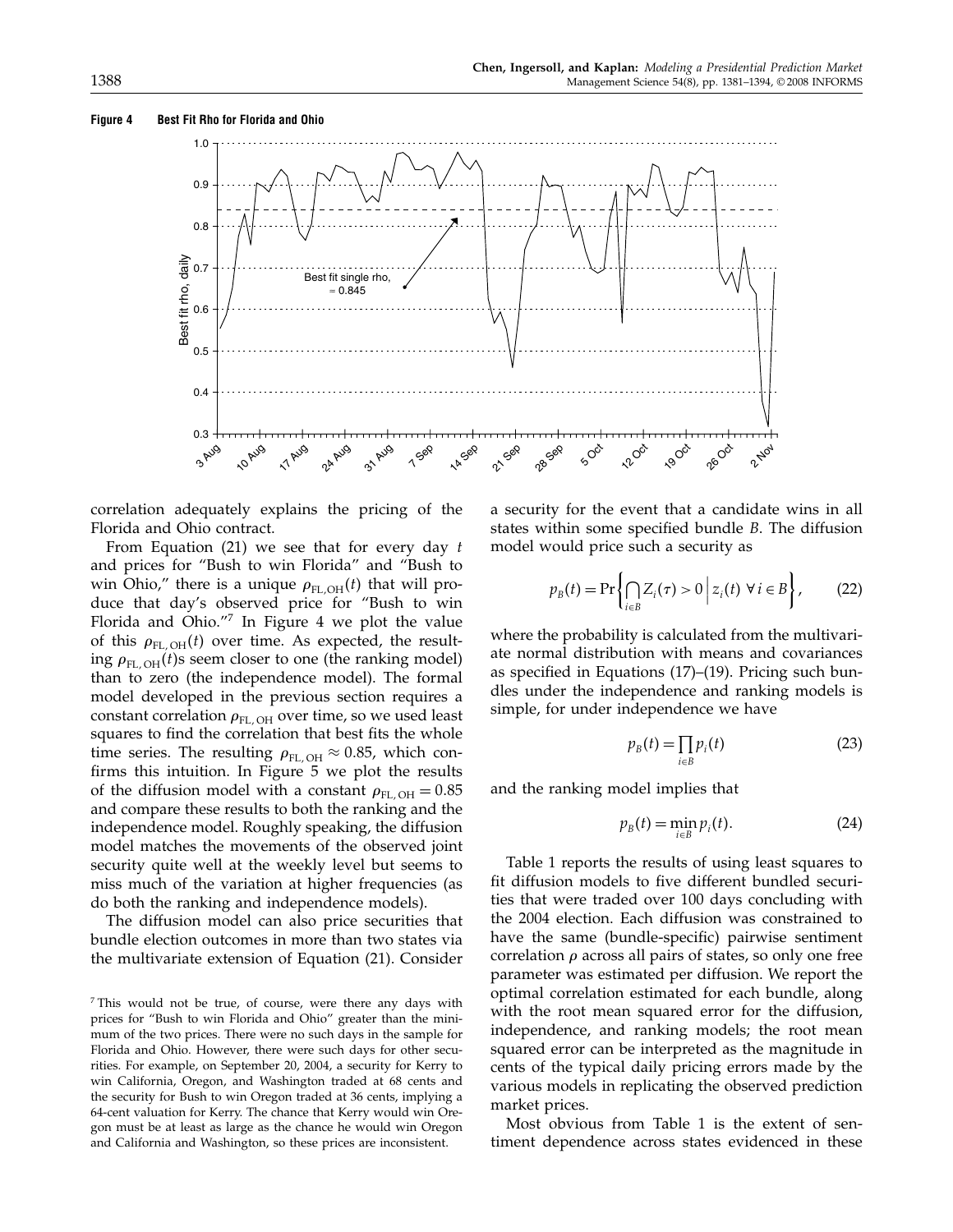**Figure 4 Best Fit Rho for Florida and Ohio**

correlation adequately explains the pricing of the Florida and Ohio contract.

From Equation (21) we see that for every day $t$ and prices for "Bush to win Florida" and "Bush to win Ohio," there is a unique $\rho_{\text{FL,OH}}(t)$ that will produce that day's observed price for "Bush to win Florida and Ohio."[7] In Figure 4 we plot the value of this $\rho_{\text{FL, OH}}(t)$ over time. As expected, the resulting $\rho_{\text{FL, OH}}(t)$s seem closer to one (the ranking model) than to zero (the independence model). The formal model developed in the previous section requires a constant correlation $\rho_{\text{FL, OH}}$ over time, so we used least squares to find the correlation that best fits the whole time series. The resulting $\rho_{\text{FL, OH}} \approx 0.85$, which confirms this intuition. In Figure 5 we plot the results of the diffusion model with a constant $\rho_{\text{FL, OH}} = 0.85$ and compare these results to both the ranking and the independence model. Roughly speaking, the diffusion model matches the movements of the observed joint security quite well at the weekly level but seems to miss much of the variation at higher frequencies (as do both the ranking and independence models).

The diffusion model can also price securities that bundle election outcomes in more than two states via the multivariate extension of Equation (21). Consider a security for the event that a candidate wins in all states within some specified bundle $B$. The diffusion model would price such a security as

$$p_B(t) = \Pr\left\{ \bigcap_{i \in B} Z_i(\tau) > 0 \,\middle|\, z_i(t) \ \forall\, i \in B \right\}, \qquad (22)$$

where the probability is calculated from the multivariate normal distribution with means and covariances as specified in Equations (17)–(19). Pricing such bundles under the independence and ranking models is simple, for under independence we have

$$p_B(t) = \prod_{i \in B} p_i(t) \qquad (23)$$

and the ranking model implies that

$$p_B(t) = \min_{i \in B} p_i(t). \qquad (24)$$

Table 1 reports the results of using least squares to fit diffusion models to five different bundled securities that were traded over 100 days concluding with the 2004 election. Each diffusion was constrained to have the same (bundle-specific) pairwise sentiment correlation $\rho$ across all pairs of states, so only one free parameter was estimated per diffusion. We report the optimal correlation estimated for each bundle, along with the root mean squared error for the diffusion, independence, and ranking models; the root mean squared error can be interpreted as the magnitude in cents of the typical daily pricing errors made by the various models in replicating the observed prediction market prices.

Most obvious from Table 1 is the extent of sentiment dependence across states evidenced in these

[7] This would not be true, of course, were there any days with prices for "Bush to win Florida and Ohio" greater than the minimum of the two prices. There were no such days in the sample for Florida and Ohio. However, there were such days for other securities. For example, on September 20, 2004, a security for Kerry to win California, Oregon, and Washington traded at 68 cents and the security for Bush to win Oregon traded at 36 cents, implying a 64-cent valuation for Kerry. The chance that Kerry would win Oregon must be at least as large as the chance he would win Oregon and California and Washington, so these prices are inconsistent.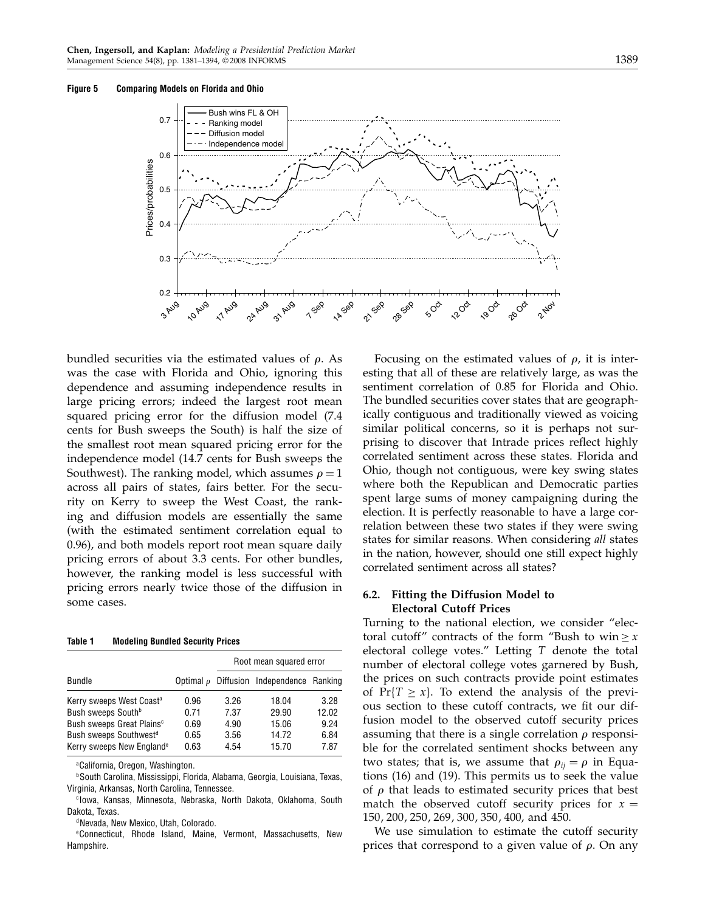**Figure 5 Comparing Models on Florida and Ohio**

bundled securities via the estimated values of $\rho$. As was the case with Florida and Ohio, ignoring this dependence and assuming independence results in large pricing errors; indeed the largest root mean squared pricing error for the diffusion model (7.4 cents for Bush sweeps the South) is half the size of the smallest root mean squared pricing error for the independence model (14.7 cents for Bush sweeps the Southwest). The ranking model, which assumes $\rho = 1$ across all pairs of states, fairs better. For the security on Kerry to sweep the West Coast, the ranking and diffusion models are essentially the same (with the estimated sentiment correlation equal to 0.96), and both models report root mean square daily pricing errors of about 3.3 cents. For other bundles, however, the ranking model is less successful with pricing errors nearly twice those of the diffusion in some cases.

**Table 1 Modeling Bundled Security Prices**

| Bundle | Optimal $\rho$ | Root mean squared error | | |
|---|---|---|---|---|
| | | Diffusion | Independence | Ranking |
| Kerry sweeps West Coast[a] | 0.96 | 3.26 | 18.04 | 3.28 |
| Bush sweeps South[b] | 0.71 | 7.37 | 29.90 | 12.02 |
| Bush sweeps Great Plains[c] | 0.69 | 4.90 | 15.06 | 9.24 |
| Bush sweeps Southwest[d] | 0.65 | 3.56 | 14.72 | 6.84 |
| Kerry sweeps New England[e] | 0.63 | 4.54 | 15.70 | 7.87 |

[a]California, Oregon, Washington.

[b]South Carolina, Mississippi, Florida, Alabama, Georgia, Louisiana, Texas, Virginia, Arkansas, North Carolina, Tennessee.

[c]Iowa, Kansas, Minnesota, Nebraska, North Dakota, Oklahoma, South Dakota, Texas.

[d]Nevada, New Mexico, Utah, Colorado.

[e]Connecticut, Rhode Island, Maine, Vermont, Massachusetts, New Hampshire.

Focusing on the estimated values of $\rho$, it is interesting that all of these are relatively large, as was the sentiment correlation of 0.85 for Florida and Ohio. The bundled securities cover states that are geographically contiguous and traditionally viewed as voicing similar political concerns, so it is perhaps not surprising to discover that Intrade prices reflect highly correlated sentiment across these states. Florida and Ohio, though not contiguous, were key swing states where both the Republican and Democratic parties spent large sums of money campaigning during the election. It is perfectly reasonable to have a large correlation between these two states if they were swing states for similar reasons. When considering *all* states in the nation, however, should one still expect highly correlated sentiment across all states?

### 6.2. Fitting the Diffusion Model to Electoral Cutoff Prices

Turning to the national election, we consider "electoral cutoff" contracts of the form "Bush to win $\geq x$ electoral college votes." Letting $T$ denote the total number of electoral college votes garnered by Bush, the prices on such contracts provide point estimates of $\Pr\{T \geq x\}$. To extend the analysis of the previous section to these cutoff contracts, we fit our diffusion model to the observed cutoff security prices assuming that there is a single correlation $\rho$ responsible for the correlated sentiment shocks between any two states; that is, we assume that $\rho_{ij} = \rho$ in Equations (16) and (19). This permits us to seek the value of $\rho$ that leads to estimated security prices that best match the observed cutoff security prices for $x = 150, 200, 250, 269, 300, 350, 400$, and 450.

We use simulation to estimate the cutoff security prices that correspond to a given value of $\rho$. On any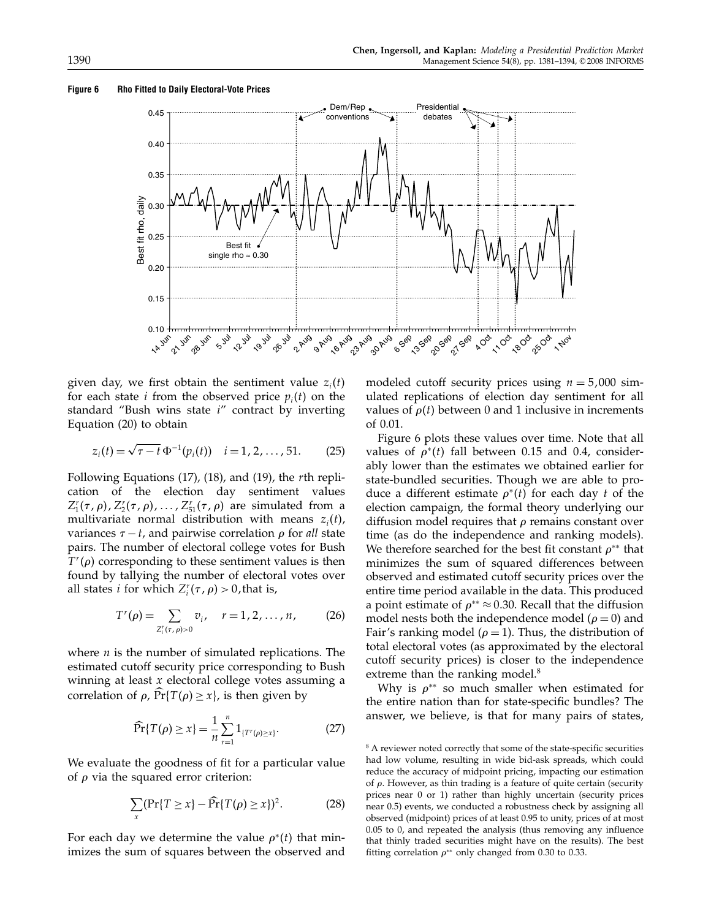**Figure 6 Rho Fitted to Daily Electoral-Vote Prices**

given day, we first obtain the sentiment value $z_i(t)$ for each state $i$ from the observed price $p_i(t)$ on the standard "Bush wins state $i$" contract by inverting Equation (20) to obtain

$$z_i(t) = \sqrt{\tau - t}\, \Phi^{-1}(p_i(t)) \quad i = 1, 2, \ldots, 51. \tag{25}$$

Following Equations (17), (18), and (19), the $r$th replication of the election day sentiment values $Z_1^r(\tau, \rho), Z_2^r(\tau, \rho), \ldots, Z_{51}^r(\tau, \rho)$ are simulated from a multivariate normal distribution with means $z_i(t)$, variances $\tau - t$, and pairwise correlation $\rho$ for *all* state pairs. The number of electoral college votes for Bush $T^r(\rho)$ corresponding to these sentiment values is then found by tallying the number of electoral votes over all states $i$ for which $Z_i^r(\tau, \rho) > 0$, that is,

$$T^r(\rho) = \sum_{Z_i^r(\tau,\rho)>0} v_i, \quad r = 1, 2, \ldots, n, \tag{26}$$

where $n$ is the number of simulated replications. The estimated cutoff security price corresponding to Bush winning at least $x$ electoral college votes assuming a correlation of $\rho$, $\widehat{\Pr}\{T(\rho) \geq x\}$, is then given by

$$\widehat{\Pr}\{T(\rho) \geq x\} = \frac{1}{n} \sum_{r=1}^{n} 1_{\{T^r(\rho) \geq x\}}. \tag{27}$$

We evaluate the goodness of fit for a particular value of $\rho$ via the squared error criterion:

$$\sum_x (\Pr\{T \geq x\} - \widehat{\Pr}\{T(\rho) \geq x\})^2. \tag{28}$$

For each day we determine the value $\rho^*(t)$ that minimizes the sum of squares between the observed and modeled cutoff security prices using $n = 5{,}000$ simulated replications of election day sentiment for all values of $\rho(t)$ between 0 and 1 inclusive in increments of 0.01.

Figure 6 plots these values over time. Note that all values of $\rho^*(t)$ fall between 0.15 and 0.4, considerably lower than the estimates we obtained earlier for state-bundled securities. Though we are able to produce a different estimate $\rho^*(t)$ for each day $t$ of the election campaign, the formal theory underlying our diffusion model requires that $\rho$ remains constant over time (as do the independence and ranking models). We therefore searched for the best fit constant $\rho^{**}$ that minimizes the sum of squared differences between observed and estimated cutoff security prices over the entire time period available in the data. This produced a point estimate of $\rho^{**} \approx 0.30$. Recall that the diffusion model nests both the independence model ($\rho = 0$) and Fair's ranking model ($\rho = 1$). Thus, the distribution of total electoral votes (as approximated by the electoral cutoff security prices) is closer to the independence extreme than the ranking model.[8]

Why is $\rho^{**}$ so much smaller when estimated for the entire nation than for state-specific bundles? The answer, we believe, is that for many pairs of states,

[8] A reviewer noted correctly that some of the state-specific securities had low volume, resulting in wide bid-ask spreads, which could reduce the accuracy of midpoint pricing, impacting our estimation of $\rho$. However, as thin trading is a feature of quite certain (security prices near 0 or 1) rather than highly uncertain (security prices near 0.5) events, we conducted a robustness check by assigning all observed (midpoint) prices of at least 0.95 to unity, prices of at most 0.05 to 0, and repeated the analysis (thus removing any influence that thinly traded securities might have on the results). The best fitting correlation $\rho^{**}$ only changed from 0.30 to 0.33.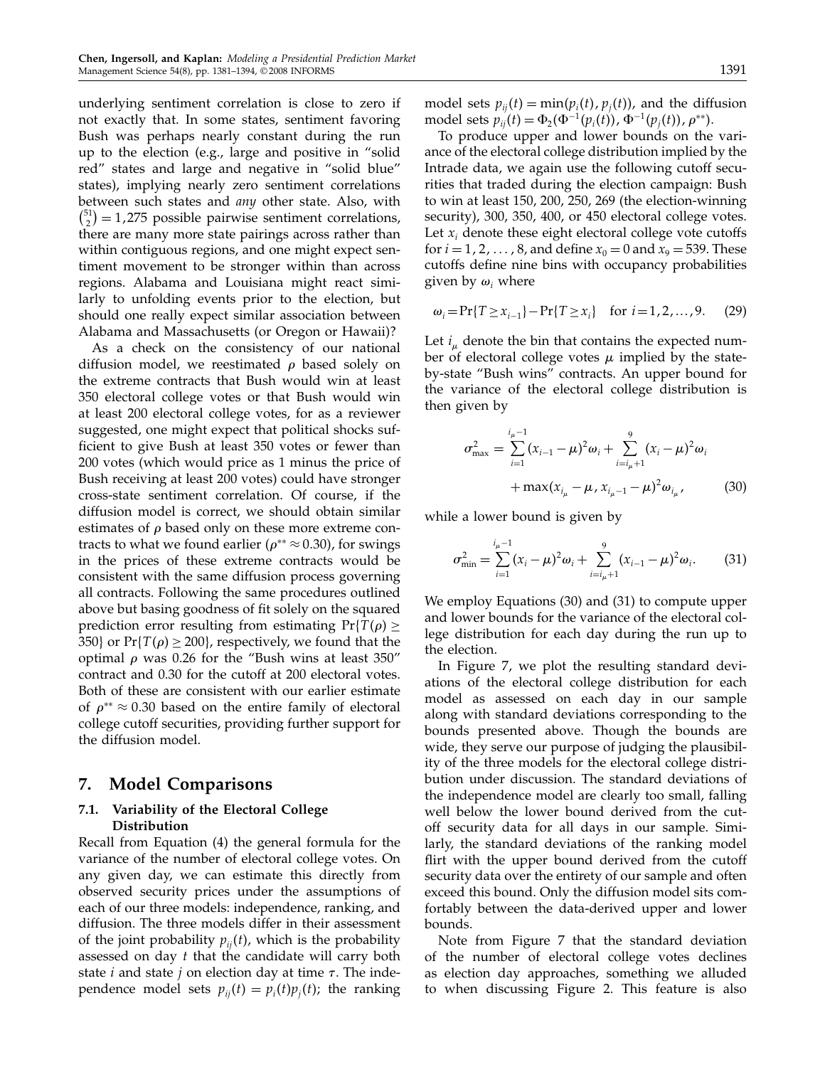underlying sentiment correlation is close to zero if not exactly that. In some states, sentiment favoring Bush was perhaps nearly constant during the run up to the election (e.g., large and positive in "solid red" states and large and negative in "solid blue" states), implying nearly zero sentiment correlations between such states and *any* other state. Also, with $\binom{51}{2} = 1{,}275$ possible pairwise sentiment correlations, there are many more state pairings across rather than within contiguous regions, and one might expect sentiment movement to be stronger within than across regions. Alabama and Louisiana might react similarly to unfolding events prior to the election, but should one really expect similar association between Alabama and Massachusetts (or Oregon or Hawaii)?

As a check on the consistency of our national diffusion model, we reestimated $\rho$ based solely on the extreme contracts that Bush would win at least 350 electoral college votes or that Bush would win at least 200 electoral college votes, for as a reviewer suggested, one might expect that political shocks sufficient to give Bush at least 350 votes or fewer than 200 votes (which would price as 1 minus the price of Bush receiving at least 200 votes) could have stronger cross-state sentiment correlation. Of course, if the diffusion model is correct, we should obtain similar estimates of $\rho$ based only on these more extreme contracts to what we found earlier ($\rho^{**} \approx 0.30$), for swings in the prices of these extreme contracts would be consistent with the same diffusion process governing all contracts. Following the same procedures outlined above but basing goodness of fit solely on the squared prediction error resulting from estimating $\Pr\{T(\rho) \geq 350\}$ or $\Pr\{T(\rho) \geq 200\}$, respectively, we found that the optimal $\rho$ was 0.26 for the "Bush wins at least 350" contract and 0.30 for the cutoff at 200 electoral votes. Both of these are consistent with our earlier estimate of $\rho^{**} \approx 0.30$ based on the entire family of electoral college cutoff securities, providing further support for the diffusion model.

## 7. Model Comparisons

### 7.1. Variability of the Electoral College Distribution

Recall from Equation (4) the general formula for the variance of the number of electoral college votes. On any given day, we can estimate this directly from observed security prices under the assumptions of each of our three models: independence, ranking, and diffusion. The three models differ in their assessment of the joint probability $p_{ij}(t)$, which is the probability assessed on day $t$ that the candidate will carry both state $i$ and state $j$ on election day at time $\tau$. The independence model sets $p_{ij}(t) = p_i(t)p_j(t)$; the ranking model sets $p_{ij}(t) = \min(p_i(t), p_j(t))$, and the diffusion model sets $p_{ij}(t) = \Phi_2(\Phi^{-1}(p_i(t)), \Phi^{-1}(p_j(t)), \rho^{**})$.

To produce upper and lower bounds on the variance of the electoral college distribution implied by the Intrade data, we again use the following cutoff securities that traded during the election campaign: Bush to win at least 150, 200, 250, 269 (the election-winning security), 300, 350, 400, or 450 electoral college votes. Let $x_i$ denote these eight electoral college vote cutoffs for $i = 1, 2, \ldots, 8$, and define $x_0 = 0$ and $x_9 = 539$. These cutoffs define nine bins with occupancy probabilities given by $\omega_i$ where

$$\omega_i = \Pr\{T \geq x_{i-1}\} - \Pr\{T \geq x_i\} \quad \text{for } i = 1, 2, \ldots, 9. \tag{29}$$

Let $i_\mu$ denote the bin that contains the expected number of electoral college votes $\mu$ implied by the state-by-state "Bush wins" contracts. An upper bound for the variance of the electoral college distribution is then given by

$$\sigma^2_{\max} = \sum_{i=1}^{i_\mu - 1} (x_{i-1} - \mu)^2 \omega_i + \sum_{i=i_\mu+1}^{9} (x_i - \mu)^2 \omega_i + \max(x_{i_\mu} - \mu, x_{i_\mu - 1} - \mu)^2 \omega_{i_\mu}, \tag{30}$$

while a lower bound is given by

$$\sigma^2_{\min} = \sum_{i=1}^{i_\mu - 1} (x_i - \mu)^2 \omega_i + \sum_{i=i_\mu+1}^{9} (x_{i-1} - \mu)^2 \omega_i. \tag{31}$$

We employ Equations (30) and (31) to compute upper and lower bounds for the variance of the electoral college distribution for each day during the run up to the election.

In Figure 7, we plot the resulting standard deviations of the electoral college distribution for each model as assessed on each day in our sample along with standard deviations corresponding to the bounds presented above. Though the bounds are wide, they serve our purpose of judging the plausibility of the three models for the electoral college distribution under discussion. The standard deviations of the independence model are clearly too small, falling well below the lower bound derived from the cutoff security data for all days in our sample. Similarly, the standard deviations of the ranking model flirt with the upper bound derived from the cutoff security data over the entirety of our sample and often exceed this bound. Only the diffusion model sits comfortably between the data-derived upper and lower bounds.

Note from Figure 7 that the standard deviation of the number of electoral college votes declines as election day approaches, something we alluded to when discussing Figure 2. This feature is also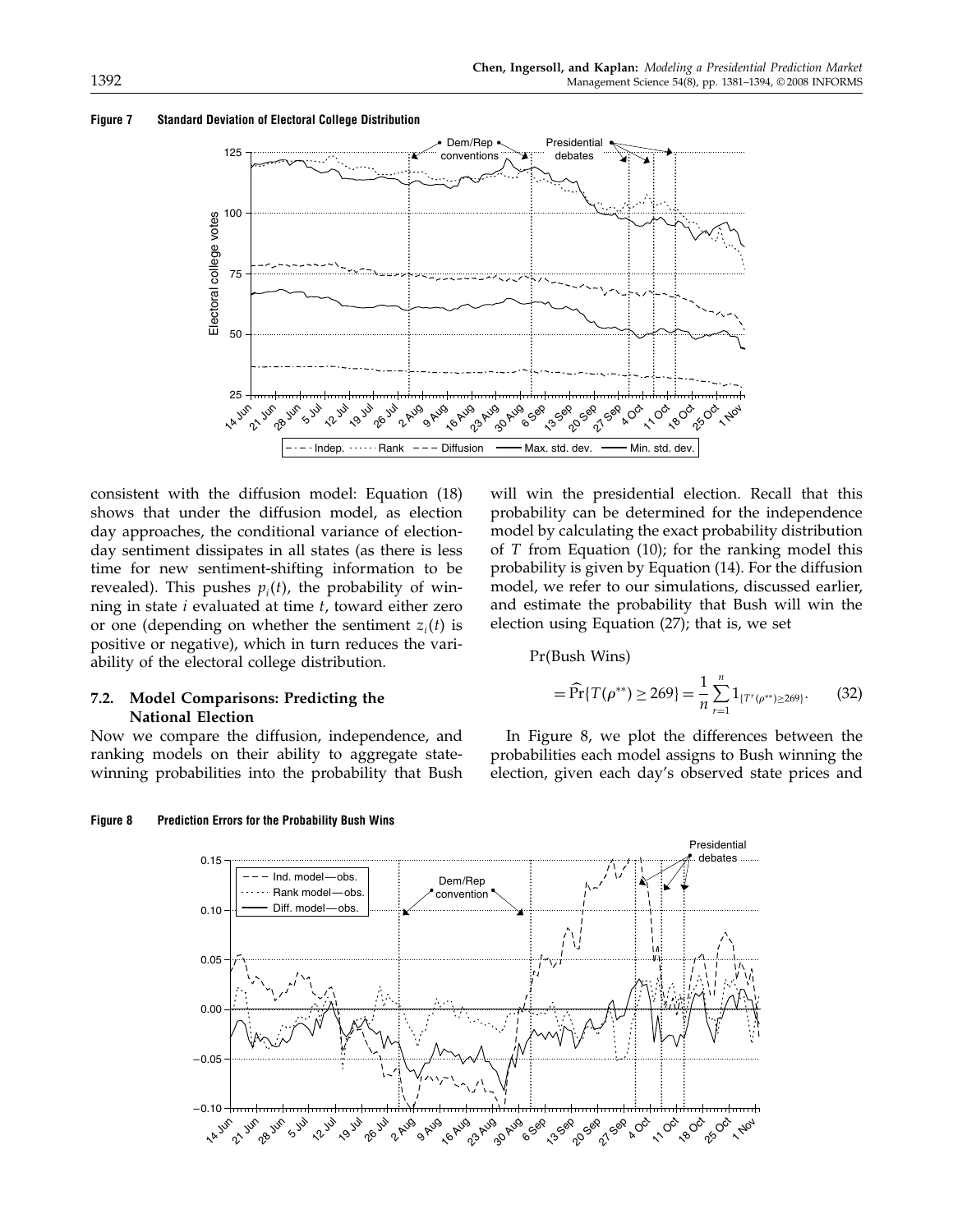**Figure 7 Standard Deviation of Electoral College Distribution**

**Figure 8 Prediction Errors for the Probability Bush Wins**

consistent with the diffusion model: Equation (18) shows that under the diffusion model, as election day approaches, the conditional variance of election-day sentiment dissipates in all states (as there is less time for new sentiment-shifting information to be revealed). This pushes $p_i(t)$, the probability of winning in state $i$ evaluated at time $t$, toward either zero or one (depending on whether the sentiment $z_i(t)$ is positive or negative), which in turn reduces the variability of the electoral college distribution.

### 7.2. Model Comparisons: Predicting the National Election

Now we compare the diffusion, independence, and ranking models on their ability to aggregate state-winning probabilities into the probability that Bush will win the presidential election. Recall that this probability can be determined for the independence model by calculating the exact probability distribution of $T$ from Equation (10); for the ranking model this probability is given by Equation (14). For the diffusion model, we refer to our simulations, discussed earlier, and estimate the probability that Bush will win the election using Equation (27); that is, we set

$$\Pr(\text{Bush Wins}) = \widehat{\Pr}\{T(\rho^{**}) \geq 269\} = \frac{1}{n}\sum_{r=1}^{n} 1_{\{T^r(\rho^{**}) \geq 269\}}. \qquad (32)$$

In Figure 8, we plot the differences between the probabilities each model assigns to Bush winning the election, given each day's observed state prices and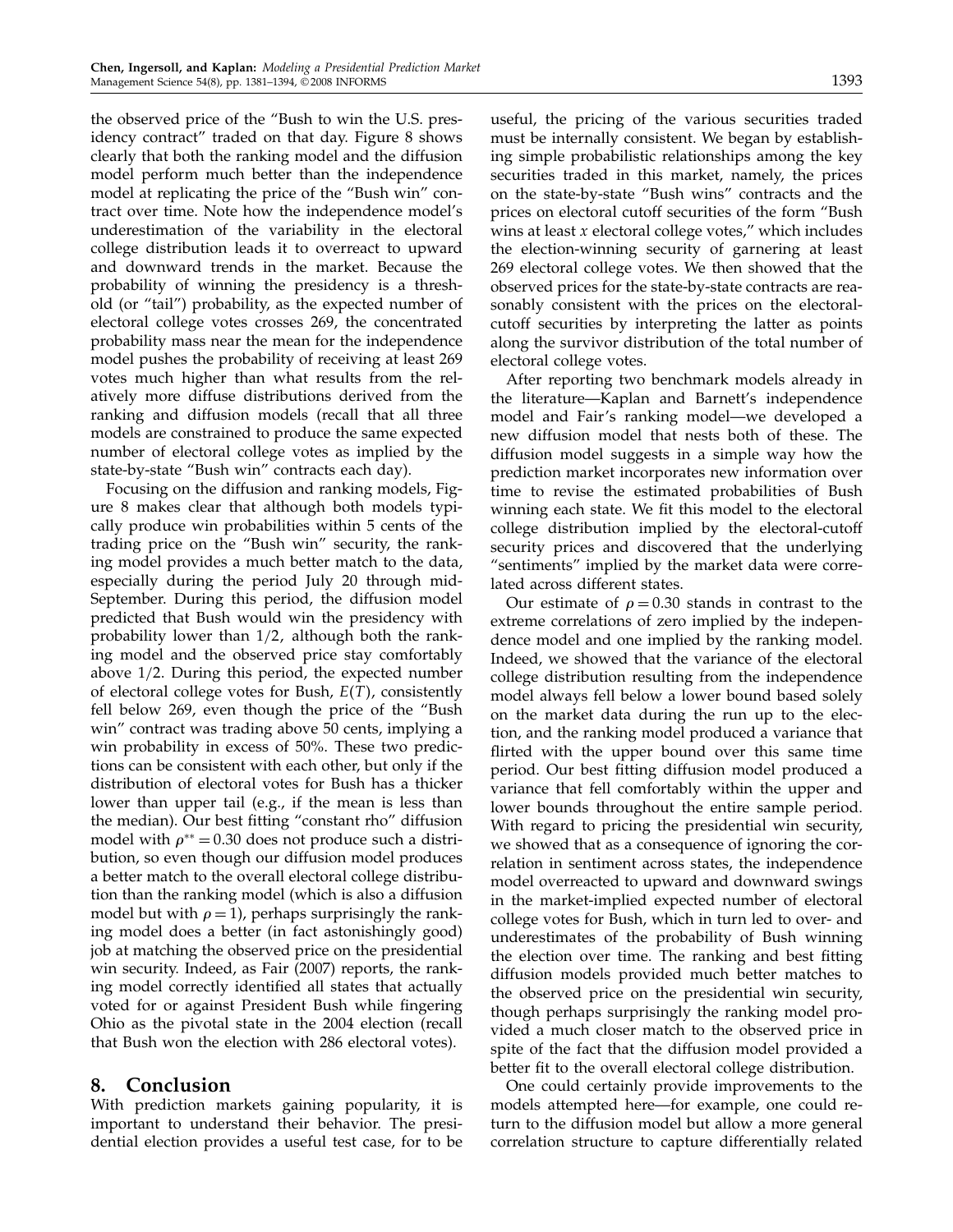the observed price of the "Bush to win the U.S. presidency contract" traded on that day. Figure 8 shows clearly that both the ranking model and the diffusion model perform much better than the independence model at replicating the price of the "Bush win" contract over time. Note how the independence model's underestimation of the variability in the electoral college distribution leads it to overreact to upward and downward trends in the market. Because the probability of winning the presidency is a threshold (or "tail") probability, as the expected number of electoral college votes crosses 269, the concentrated probability mass near the mean for the independence model pushes the probability of receiving at least 269 votes much higher than what results from the relatively more diffuse distributions derived from the ranking and diffusion models (recall that all three models are constrained to produce the same expected number of electoral college votes as implied by the state-by-state "Bush win" contracts each day).

Focusing on the diffusion and ranking models, Figure 8 makes clear that although both models typically produce win probabilities within 5 cents of the trading price on the "Bush win" security, the ranking model provides a much better match to the data, especially during the period July 20 through mid-September. During this period, the diffusion model predicted that Bush would win the presidency with probability lower than 1/2, although both the ranking model and the observed price stay comfortably above 1/2. During this period, the expected number of electoral college votes for Bush, $E(T)$, consistently fell below 269, even though the price of the "Bush win" contract was trading above 50 cents, implying a win probability in excess of 50%. These two predictions can be consistent with each other, but only if the distribution of electoral votes for Bush has a thicker lower than upper tail (e.g., if the mean is less than the median). Our best fitting "constant rho" diffusion model with $\rho^{**} = 0.30$ does not produce such a distribution, so even though our diffusion model produces a better match to the overall electoral college distribution than the ranking model (which is also a diffusion model but with $\rho = 1$), perhaps surprisingly the ranking model does a better (in fact astonishingly good) job at matching the observed price on the presidential win security. Indeed, as Fair (2007) reports, the ranking model correctly identified all states that actually voted for or against President Bush while fingering Ohio as the pivotal state in the 2004 election (recall that Bush won the election with 286 electoral votes).

## 8. Conclusion

With prediction markets gaining popularity, it is important to understand their behavior. The presidential election provides a useful test case, for to be useful, the pricing of the various securities traded must be internally consistent. We began by establishing simple probabilistic relationships among the key securities traded in this market, namely, the prices on the state-by-state "Bush wins" contracts and the prices on electoral cutoff securities of the form "Bush wins at least $x$ electoral college votes," which includes the election-winning security of garnering at least 269 electoral college votes. We then showed that the observed prices for the state-by-state contracts are reasonably consistent with the prices on the electoral-cutoff securities by interpreting the latter as points along the survivor distribution of the total number of electoral college votes.

After reporting two benchmark models already in the literature—Kaplan and Barnett's independence model and Fair's ranking model—we developed a new diffusion model that nests both of these. The diffusion model suggests in a simple way how the prediction market incorporates new information over time to revise the estimated probabilities of Bush winning each state. We fit this model to the electoral college distribution implied by the electoral-cutoff security prices and discovered that the underlying "sentiments" implied by the market data were correlated across different states.

Our estimate of $\rho = 0.30$ stands in contrast to the extreme correlations of zero implied by the independence model and one implied by the ranking model. Indeed, we showed that the variance of the electoral college distribution resulting from the independence model always fell below a lower bound based solely on the market data during the run up to the election, and the ranking model produced a variance that flirted with the upper bound over this same time period. Our best fitting diffusion model produced a variance that fell comfortably within the upper and lower bounds throughout the entire sample period. With regard to pricing the presidential win security, we showed that as a consequence of ignoring the correlation in sentiment across states, the independence model overreacted to upward and downward swings in the market-implied expected number of electoral college votes for Bush, which in turn led to over- and underestimates of the probability of Bush winning the election over time. The ranking and best fitting diffusion models provided much better matches to the observed price on the presidential win security, though perhaps surprisingly the ranking model provided a much closer match to the observed price in spite of the fact that the diffusion model provided a better fit to the overall electoral college distribution.

One could certainly provide improvements to the models attempted here—for example, one could return to the diffusion model but allow a more general correlation structure to capture differentially related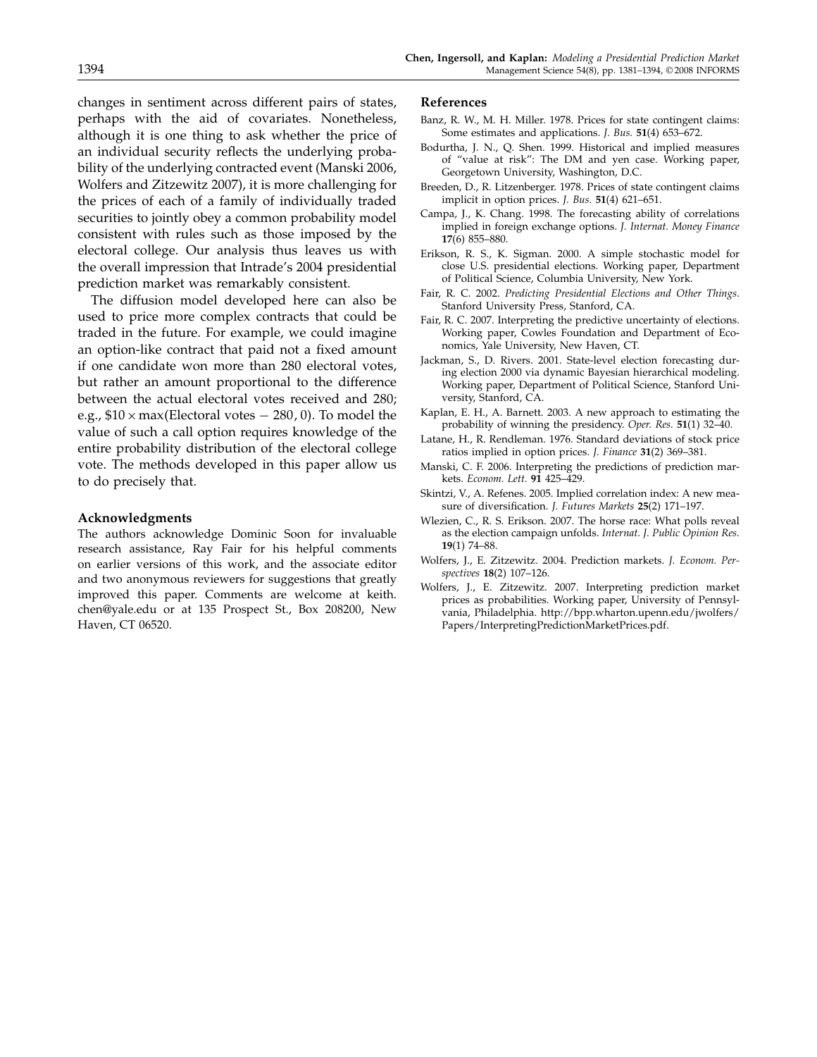changes in sentiment across different pairs of states, perhaps with the aid of covariates. Nonetheless, although it is one thing to ask whether the price of an individual security reflects the underlying probability of the underlying contracted event (Manski 2006, Wolfers and Zitzewitz 2007), it is more challenging for the prices of each of a family of individually traded securities to jointly obey a common probability model consistent with rules such as those imposed by the electoral college. Our analysis thus leaves us with the overall impression that Intrade's 2004 presidential prediction market was remarkably consistent.

The diffusion model developed here can also be used to price more complex contracts that could be traded in the future. For example, we could imagine an option-like contract that paid not a fixed amount if one candidate won more than 280 electoral votes, but rather an amount proportional to the difference between the actual electoral votes received and 280; e.g., $\$10 \times \max(\text{Electoral votes} - 280, 0)$. To model the value of such a call option requires knowledge of the entire probability distribution of the electoral college vote. The methods developed in this paper allow us to do precisely that.

## Acknowledgments

The authors acknowledge Dominic Soon for invaluable research assistance, Ray Fair for his helpful comments on earlier versions of this work, and the associate editor and two anonymous reviewers for suggestions that greatly improved this paper. Comments are welcome at keith.chen@yale.edu or at 135 Prospect St., Box 208200, New Haven, CT 06520.

## References

Banz, R. W., M. H. Miller. 1978. Prices for state contingent claims: Some estimates and applications. *J. Bus.* **51**(4) 653–672.

Bodurtha, J. N., Q. Shen. 1999. Historical and implied measures of "value at risk": The DM and yen case. Working paper, Georgetown University, Washington, D.C.

Breeden, D., R. Litzenberger. 1978. Prices of state contingent claims implicit in option prices. *J. Bus.* **51**(4) 621–651.

Campa, J., K. Chang. 1998. The forecasting ability of correlations implied in foreign exchange options. *J. Internat. Money Finance* **17**(6) 855–880.

Erikson, R. S., K. Sigman. 2000. A simple stochastic model for close U.S. presidential elections. Working paper, Department of Political Science, Columbia University, New York.

Fair, R. C. 2002. *Predicting Presidential Elections and Other Things*. Stanford University Press, Stanford, CA.

Fair, R. C. 2007. Interpreting the predictive uncertainty of elections. Working paper, Cowles Foundation and Department of Economics, Yale University, New Haven, CT.

Jackman, S., D. Rivers. 2001. State-level election forecasting during election 2000 via dynamic Bayesian hierarchical modeling. Working paper, Department of Political Science, Stanford University, Stanford, CA.

Kaplan, E. H., A. Barnett. 2003. A new approach to estimating the probability of winning the presidency. *Oper. Res.* **51**(1) 32–40.

Latane, H., R. Rendleman. 1976. Standard deviations of stock price ratios implied in option prices. *J. Finance* **31**(2) 369–381.

Manski, C. F. 2006. Interpreting the predictions of prediction markets. *Econom. Lett.* **91** 425–429.

Skintzi, V., A. Refenes. 2005. Implied correlation index: A new measure of diversification. *J. Futures Markets* **25**(2) 171–197.

Wlezien, C., R. S. Erikson. 2007. The horse race: What polls reveal as the election campaign unfolds. *Internat. J. Public Opinion Res.* **19**(1) 74–88.

Wolfers, J., E. Zitzewitz. 2004. Prediction markets. *J. Econom. Perspectives* **18**(2) 107–126.

Wolfers, J., E. Zitzewitz. 2007. Interpreting prediction market prices as probabilities. Working paper, University of Pennsylvania, Philadelphia. http://bpp.wharton.upenn.edu/jwolfers/Papers/InterpretingPredictionMarketPrices.pdf.